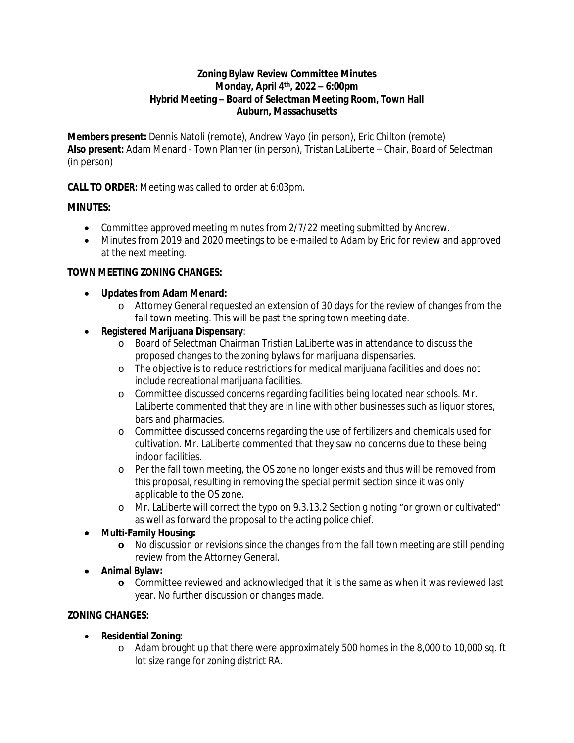**Zoning Bylaw Review Committee Minutes**
**Monday, April 4th, 2022 – 6:00pm**
**Hybrid Meeting – Board of Selectman Meeting Room, Town Hall**
**Auburn, Massachusetts**

**Members present:** Dennis Natoli (remote), Andrew Vayo (in person), Eric Chilton (remote)
**Also present:** Adam Menard - Town Planner (in person), Tristan LaLiberte – Chair, Board of Selectman (in person)

**CALL TO ORDER:** Meeting was called to order at 6:03pm.

**MINUTES:**

- Committee approved meeting minutes from 2/7/22 meeting submitted by Andrew.
- Minutes from 2019 and 2020 meetings to be e-mailed to Adam by Eric for review and approved at the next meeting.

**TOWN MEETING ZONING CHANGES:**

- **Updates from Adam Menard:**
  - Attorney General requested an extension of 30 days for the review of changes from the fall town meeting. This will be past the spring town meeting date.
- **Registered Marijuana Dispensary**:
  - Board of Selectman Chairman Tristian LaLiberte was in attendance to discuss the proposed changes to the zoning bylaws for marijuana dispensaries.
  - The objective is to reduce restrictions for medical marijuana facilities and does not include recreational marijuana facilities.
  - Committee discussed concerns regarding facilities being located near schools. Mr. LaLiberte commented that they are in line with other businesses such as liquor stores, bars and pharmacies.
  - Committee discussed concerns regarding the use of fertilizers and chemicals used for cultivation. Mr. LaLiberte commented that they saw no concerns due to these being indoor facilities.
  - Per the fall town meeting, the OS zone no longer exists and thus will be removed from this proposal, resulting in removing the special permit section since it was only applicable to the OS zone.
  - Mr. LaLiberte will correct the typo on 9.3.13.2 Section g noting "or grown or cultivated" as well as forward the proposal to the acting police chief.
- **Multi-Family Housing:**
  - No discussion or revisions since the changes from the fall town meeting are still pending review from the Attorney General.
- **Animal Bylaw:**
  - Committee reviewed and acknowledged that it is the same as when it was reviewed last year. No further discussion or changes made.

**ZONING CHANGES:**

- **Residential Zoning**:
  - Adam brought up that there were approximately 500 homes in the 8,000 to 10,000 sq. ft lot size range for zoning district RA.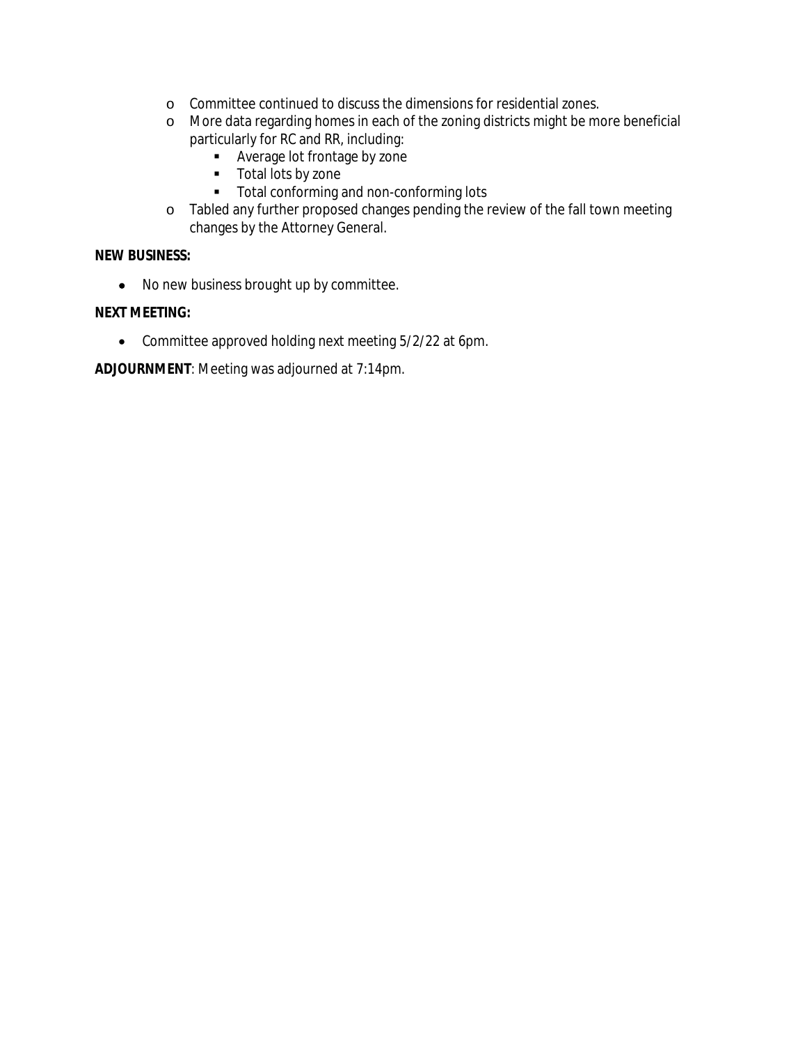- Committee continued to discuss the dimensions for residential zones.
- More data regarding homes in each of the zoning districts might be more beneficial particularly for RC and RR, including:
  - Average lot frontage by zone
  - Total lots by zone
  - Total conforming and non-conforming lots
- Tabled any further proposed changes pending the review of the fall town meeting changes by the Attorney General.

**NEW BUSINESS:**

- No new business brought up by committee.

**NEXT MEETING:**

- Committee approved holding next meeting 5/2/22 at 6pm.

**ADJOURNMENT**: Meeting was adjourned at 7:14pm.